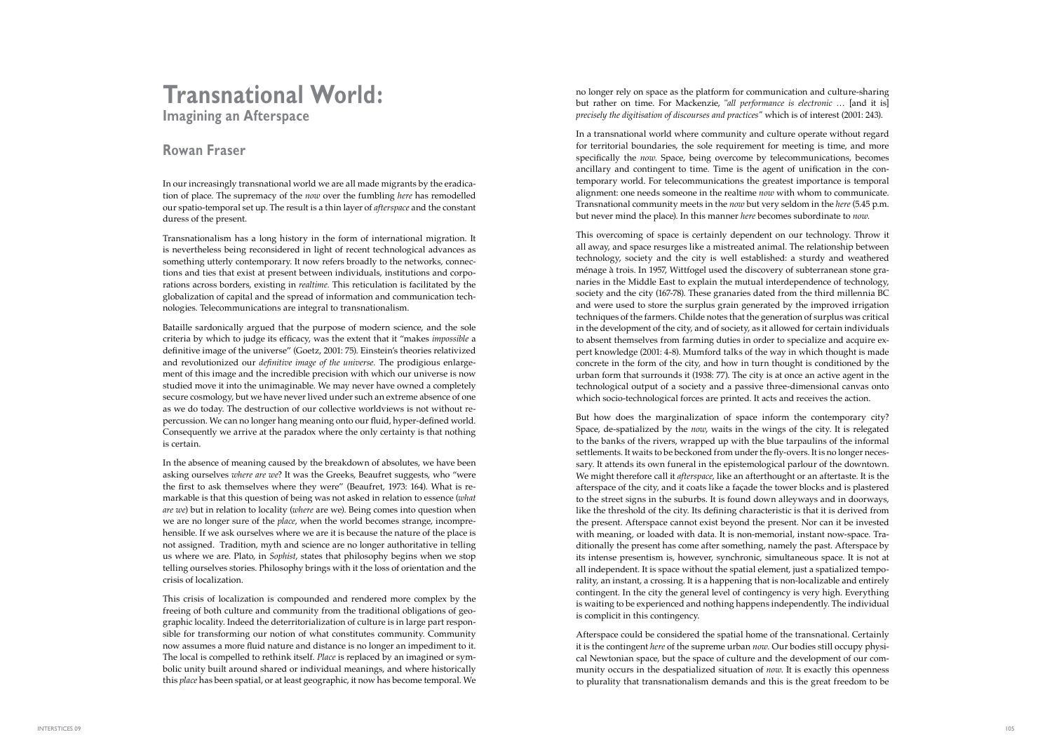# Transnational World:

## Imagining an Afterspace

### Rowan Fraser

In our increasingly transnational world we are all made migrants by the eradication of place. The supremacy of the *now* over the fumbling *here* has remodelled our spatio-temporal set up. The result is a thin layer of *afterspace* and the constant duress of the present.

Transnationalism has a long history in the form of international migration. It is nevertheless being reconsidered in light of recent technological advances as something utterly contemporary. It now refers broadly to the networks, connections and ties that exist at present between individuals, institutions and corporations across borders, existing in *realtime.* This reticulation is facilitated by the globalization of capital and the spread of information and communication technologies. Telecommunications are integral to transnationalism.

Bataille sardonically argued that the purpose of modern science, and the sole criteria by which to judge its efficacy, was the extent that it "makes *impossible* a definitive image of the universe" (Goetz, 2001: 75). Einstein's theories relativized and revolutionized our *definitive image of the universe.* The prodigious enlargement of this image and the incredible precision with which our universe is now studied move it into the unimaginable. We may never have owned a completely secure cosmology, but we have never lived under such an extreme absence of one as we do today. The destruction of our collective worldviews is not without repercussion. We can no longer hang meaning onto our fluid, hyper-defined world. Consequently we arrive at the paradox where the only certainty is that nothing is certain.

In the absence of meaning caused by the breakdown of absolutes, we have been asking ourselves *where are we*? It was the Greeks, Beaufret suggests, who "were the first to ask themselves where they were" (Beaufret, 1973: 164). What is remarkable is that this question of being was not asked in relation to essence (*what are we*) but in relation to locality (*where* are we). Being comes into question when we are no longer sure of the *place*, when the world becomes strange, incomprehensible. If we ask ourselves where we are it is because the nature of the place is not assigned. Tradition, myth and science are no longer authoritative in telling us where we are. Plato, in *Sophist*, states that philosophy begins when we stop telling ourselves stories. Philosophy brings with it the loss of orientation and the crisis of localization.

This crisis of localization is compounded and rendered more complex by the freeing of both culture and community from the traditional obligations of geographic locality. Indeed the deterritorialization of culture is in large part responsible for transforming our notion of what constitutes community. Community now assumes a more fluid nature and distance is no longer an impediment to it. The local is compelled to rethink itself. *Place* is replaced by an imagined or symbolic unity built around shared or individual meanings, and where historically this *place* has been spatial, or at least geographic, it now has become temporal. We no longer rely on space as the platform for communication and culture-sharing but rather on time. For Mackenzie, *"all performance is electronic …* [and it is] *precisely the digitisation of discourses and practices"* which is of interest (2001: 243).

In a transnational world where community and culture operate without regard for territorial boundaries, the sole requirement for meeting is time, and more specifically the *now.* Space, being overcome by telecommunications, becomes ancillary and contingent to time. Time is the agent of unification in the contemporary world. For telecommunications the greatest importance is temporal alignment: one needs someone in the realtime *now* with whom to communicate. Transnational community meets in the *now* but very seldom in the *here* (5.45 p.m. but never mind the place). In this manner *here* becomes subordinate to *now.*

This overcoming of space is certainly dependent on our technology. Throw it all away, and space resurges like a mistreated animal. The relationship between technology, society and the city is well established: a sturdy and weathered ménage à trois. In 1957, Wittfogel used the discovery of subterranean stone granaries in the Middle East to explain the mutual interdependence of technology, society and the city (167-78). These granaries dated from the third millennia BC and were used to store the surplus grain generated by the improved irrigation techniques of the farmers. Childe notes that the generation of surplus was critical in the development of the city, and of society, as it allowed for certain individuals to absent themselves from farming duties in order to specialize and acquire expert knowledge (2001: 4-8). Mumford talks of the way in which thought is made concrete in the form of the city, and how in turn thought is conditioned by the urban form that surrounds it (1938: 77). The city is at once an active agent in the technological output of a society and a passive three-dimensional canvas onto which socio-technological forces are printed. It acts and receives the action.

But how does the marginalization of space inform the contemporary city? Space, de-spatialized by the *now*, waits in the wings of the city. It is relegated to the banks of the rivers, wrapped up with the blue tarpaulins of the informal settlements. It waits to be beckoned from under the fly-overs. It is no longer necessary. It attends its own funeral in the epistemological parlour of the downtown. We might therefore call it *afterspace*, like an afterthought or an aftertaste. It is the afterspace of the city, and it coats like a façade the tower blocks and is plastered to the street signs in the suburbs. It is found down alleyways and in doorways, like the threshold of the city. Its defining characteristic is that it is derived from the present. Afterspace cannot exist beyond the present. Nor can it be invested with meaning, or loaded with data. It is non-memorial, instant now-space. Traditionally the present has come after something, namely the past. Afterspace by its intense presentism is, however, synchronic, simultaneous space. It is not at all independent. It is space without the spatial element, just a spatialized temporality, an instant, a crossing. It is a happening that is non-localizable and entirely contingent. In the city the general level of contingency is very high. Everything is waiting to be experienced and nothing happens independently. The individual is complicit in this contingency.

Afterspace could be considered the spatial home of the transnational. Certainly it is the contingent *here* of the supreme urban *now.* Our bodies still occupy physical Newtonian space, but the space of culture and the development of our community occurs in the despatialized situation of *now*. It is exactly this openness to plurality that transnationalism demands and this is the great freedom to be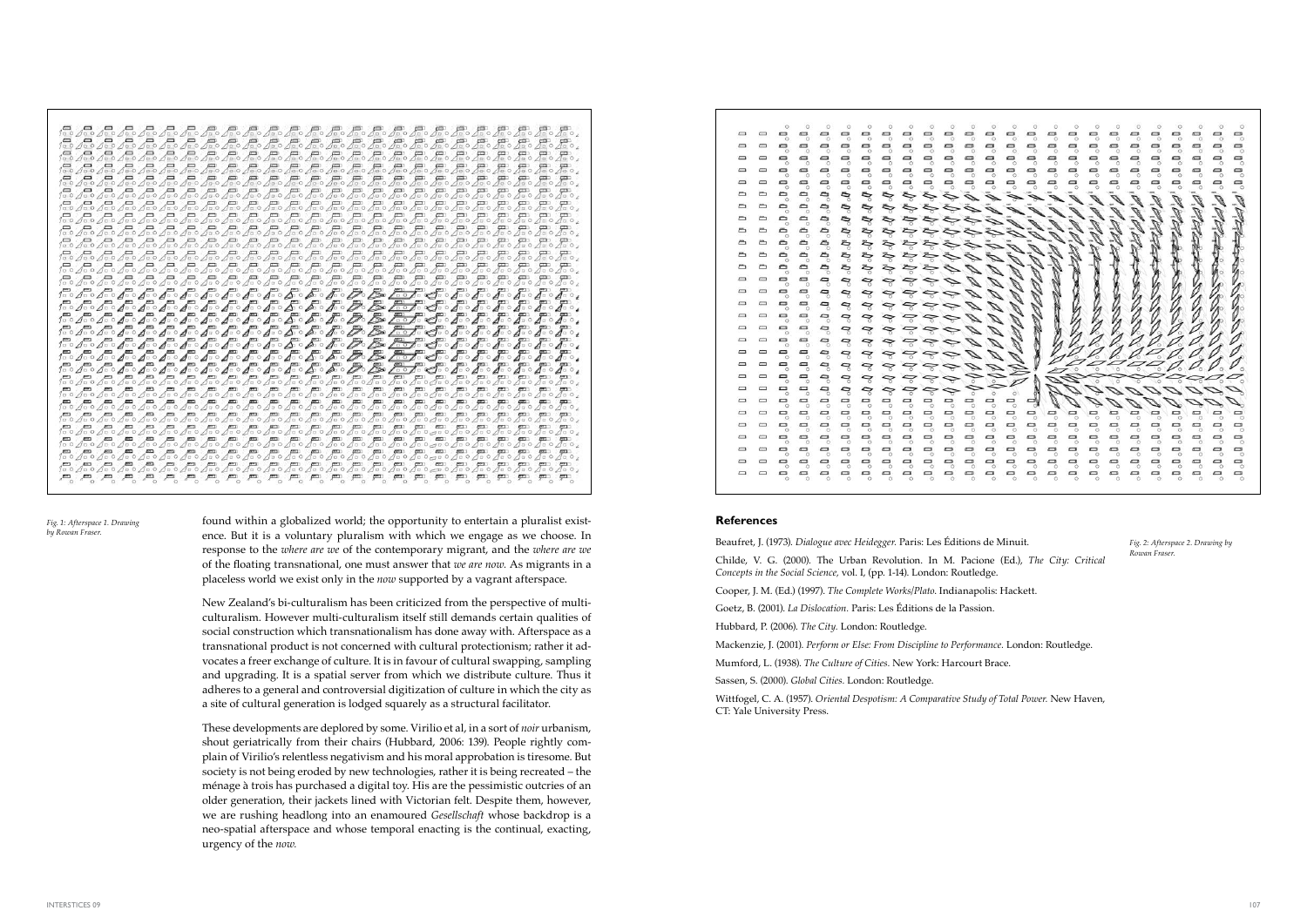Fig. 1: Afterspace 1. Drawing by Rowan Fraser.

found within a globalized world; the opportunity to entertain a pluralist existence. But it is a voluntary pluralism with which we engage as we choose. In response to the *where are we* of the contemporary migrant, and the *where are we* of the floating transnational, one must answer that *we are now*. As migrants in a placeless world we exist only in the *now* supported by a vagrant afterspace.

New Zealand's bi-culturalism has been criticized from the perspective of multi-culturalism. However multi-culturalism itself still demands certain qualities of social construction which transnationalism has done away with. Afterspace as a transnational product is not concerned with cultural protectionism; rather it advocates a freer exchange of culture. It is in favour of cultural swapping, sampling and upgrading. It is a spatial server from which we distribute culture. Thus it adheres to a general and controversial digitization of culture in which the city as a site of cultural generation is lodged squarely as a structural facilitator.

These developments are deplored by some. Virilio et al, in a sort of *noir* urbanism, shout geriatrically from their chairs (Hubbard, 2006: 139). People rightly complain of Virilio's relentless negativism and his moral approbation is tiresome. But society is not being eroded by new technologies, rather it is being recreated – the ménage à trois has purchased a digital toy. His are the pessimistic outcries of an older generation, their jackets lined with Victorian felt. Despite them, however, we are rushing headlong into an enamoured *Gesellschaft* whose backdrop is a neo-spatial afterspace and whose temporal enacting is the continual, exacting, urgency of the *now*.

Fig. 2: Afterspace 2. Drawing by Rowan Fraser.

## References

Beaufret, J. (1973). *Dialogue avec Heidegger.* Paris: Les Éditions de Minuit.

Childe, V. G. (2000). The Urban Revolution. In M. Pacione (Ed.), *The City: Critical Concepts in the Social Science,* vol. I, (pp. 1-14). London: Routledge.

Cooper, J. M. (Ed.) (1997). *The Complete Works/Plato.* Indianapolis: Hackett.

Goetz, B. (2001). *La Dislocation.* Paris: Les Éditions de la Passion.

Hubbard, P. (2006). *The City.* London: Routledge.

Mackenzie, J. (2001). *Perform or Else: From Discipline to Performance.* London: Routledge.

Mumford, L. (1938). *The Culture of Cities.* New York: Harcourt Brace.

Sassen, S. (2000). *Global Cities.* London: Routledge.

Wittfogel, C. A. (1957). *Oriental Despotism: A Comparative Study of Total Power.* New Haven, CT: Yale University Press.